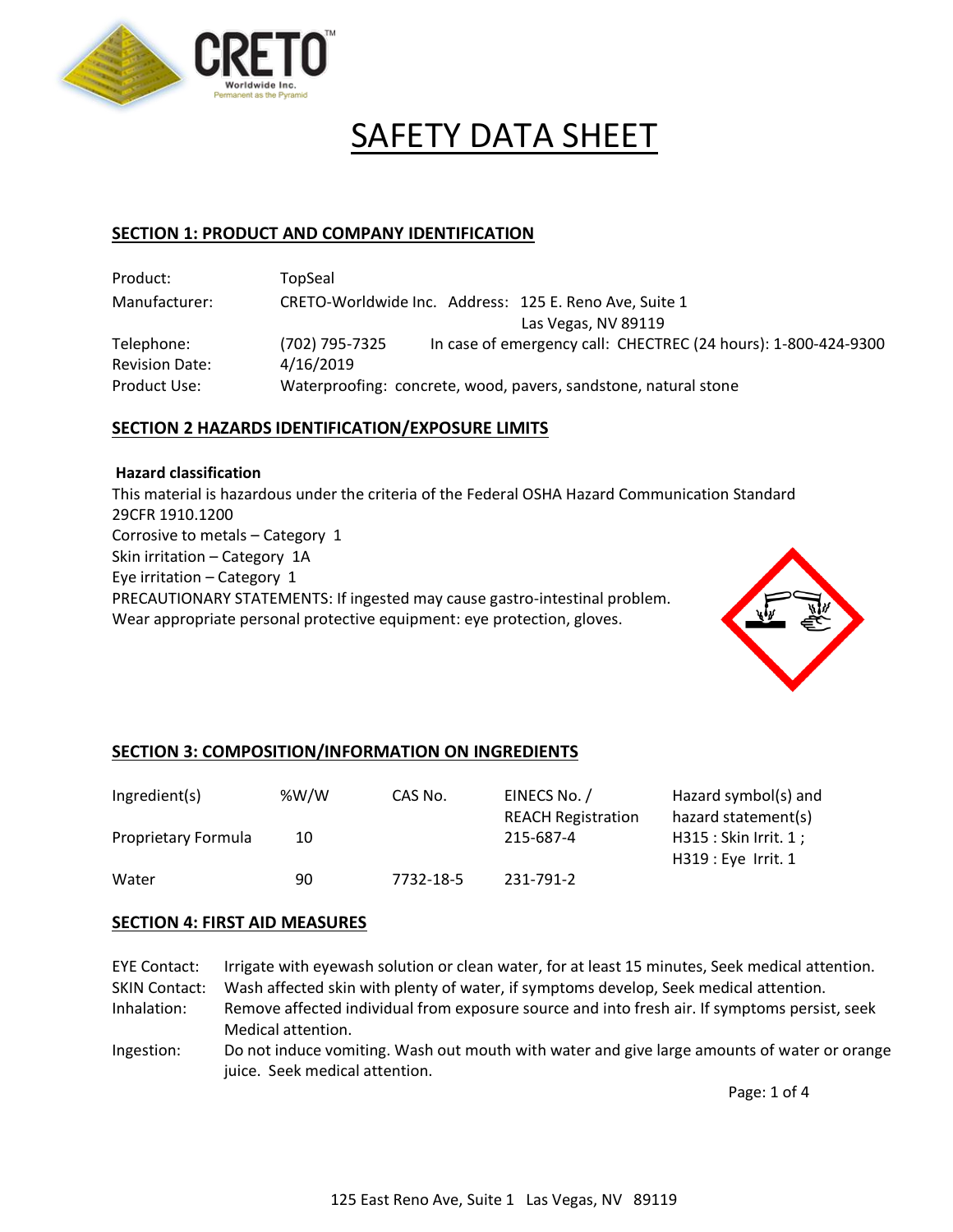# SAFETY DATA SHEET

## SECTION 1: PRODUCT AND COMPANY IDENTIFICATION

| | |
|---|---|
| Product: | TopSeal |
| Manufacturer: | CRETO-Worldwide Inc. Address: 125 E. Reno Ave, Suite 1<br>Las Vegas, NV 89119 |
| Telephone: | (702) 795-7325 In case of emergency call: CHECTREC (24 hours): 1-800-424-9300 |
| Revision Date: | 4/16/2019 |
| Product Use: | Waterproofing: concrete, wood, pavers, sandstone, natural stone |

## SECTION 2 HAZARDS IDENTIFICATION/EXPOSURE LIMITS

**Hazard classification**

This material is hazardous under the criteria of the Federal OSHA Hazard Communication Standard 29CFR 1910.1200

Corrosive to metals – Category 1

Skin irritation – Category 1A

Eye irritation – Category 1

PRECAUTIONARY STATEMENTS: If ingested may cause gastro-intestinal problem.

Wear appropriate personal protective equipment: eye protection, gloves.

## SECTION 3: COMPOSITION/INFORMATION ON INGREDIENTS

| Ingredient(s) | %W/W | CAS No. | EINECS No. / REACH Registration | Hazard symbol(s) and hazard statement(s) |
|---|---|---|---|---|
| Proprietary Formula | 10 | | 215-687-4 | H315 : Skin Irrit. 1 ; H319 : Eye Irrit. 1 |
| Water | 90 | 7732-18-5 | 231-791-2 | |

## SECTION 4: FIRST AID MEASURES

| | |
|---|---|
| EYE Contact: | Irrigate with eyewash solution or clean water, for at least 15 minutes, Seek medical attention. |
| SKIN Contact: | Wash affected skin with plenty of water, if symptoms develop, Seek medical attention. |
| Inhalation: | Remove affected individual from exposure source and into fresh air. If symptoms persist, seek Medical attention. |
| Ingestion: | Do not induce vomiting. Wash out mouth with water and give large amounts of water or orange juice. Seek medical attention. |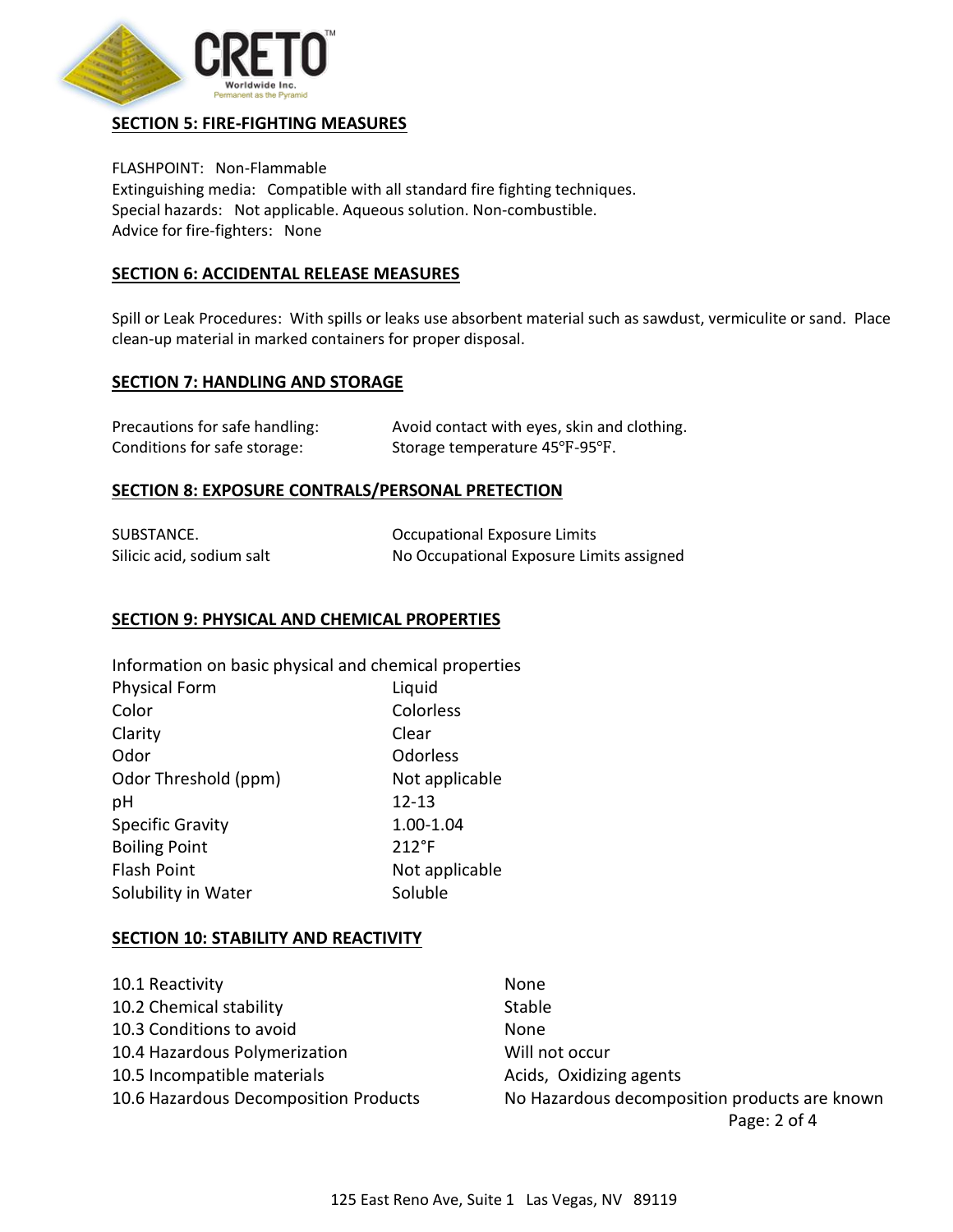## SECTION 5: FIRE-FIGHTING MEASURES

FLASHPOINT: Non-Flammable
Extinguishing media: Compatible with all standard fire fighting techniques.
Special hazards: Not applicable. Aqueous solution. Non-combustible.
Advice for fire-fighters: None

## SECTION 6: ACCIDENTAL RELEASE MEASURES

Spill or Leak Procedures: With spills or leaks use absorbent material such as sawdust, vermiculite or sand. Place clean-up material in marked containers for proper disposal.

## SECTION 7: HANDLING AND STORAGE

| | |
|---|---|
| Precautions for safe handling: | Avoid contact with eyes, skin and clothing. |
| Conditions for safe storage: | Storage temperature 45°F-95°F. |

## SECTION 8: EXPOSURE CONTRALS/PERSONAL PRETECTION

| SUBSTANCE. | Occupational Exposure Limits |
|---|---|
| Silicic acid, sodium salt | No Occupational Exposure Limits assigned |

## SECTION 9: PHYSICAL AND CHEMICAL PROPERTIES

Information on basic physical and chemical properties

| | |
|---|---|
| Physical Form | Liquid |
| Color | Colorless |
| Clarity | Clear |
| Odor | Odorless |
| Odor Threshold (ppm) | Not applicable |
| pH | 12-13 |
| Specific Gravity | 1.00-1.04 |
| Boiling Point | 212°F |
| Flash Point | Not applicable |
| Solubility in Water | Soluble |

## SECTION 10: STABILITY AND REACTIVITY

| | |
|---|---|
| 10.1 Reactivity | None |
| 10.2 Chemical stability | Stable |
| 10.3 Conditions to avoid | None |
| 10.4 Hazardous Polymerization | Will not occur |
| 10.5 Incompatible materials | Acids, Oxidizing agents |
| 10.6 Hazardous Decomposition Products | No Hazardous decomposition products are known |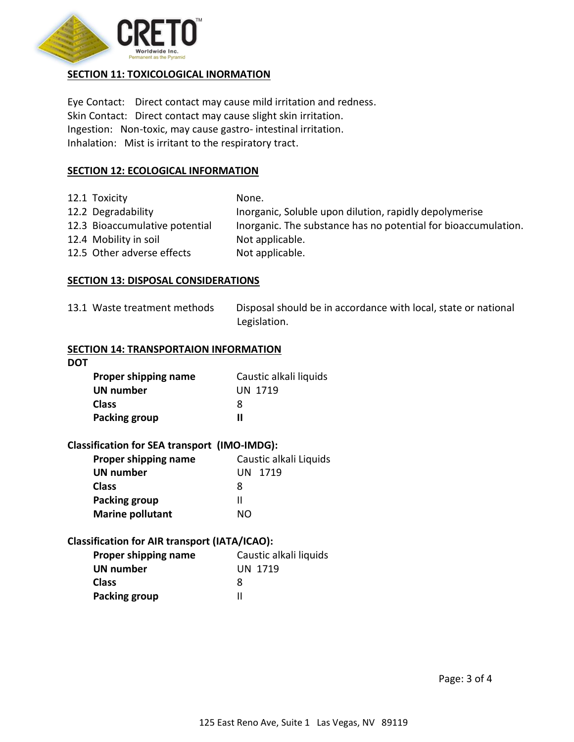## SECTION 11: TOXICOLOGICAL INORMATION

Eye Contact: Direct contact may cause mild irritation and redness.
Skin Contact: Direct contact may cause slight skin irritation.
Ingestion: Non-toxic, may cause gastro- intestinal irritation.
Inhalation: Mist is irritant to the respiratory tract.

## SECTION 12: ECOLOGICAL INFORMATION

| | |
|---|---|
| 12.1 Toxicity | None. |
| 12.2 Degradability | Inorganic, Soluble upon dilution, rapidly depolymerise |
| 12.3 Bioaccumulative potential | Inorganic. The substance has no potential for bioaccumulation. |
| 12.4 Mobility in soil | Not applicable. |
| 12.5 Other adverse effects | Not applicable. |

## SECTION 13: DISPOSAL CONSIDERATIONS

| | |
|---|---|
| 13.1 Waste treatment methods | Disposal should be in accordance with local, state or national Legislation. |

## SECTION 14: TRANSPORTAION INFORMATION

**DOT**

| | |
|---|---|
| **Proper shipping name** | Caustic alkali liquids |
| **UN number** | UN 1719 |
| **Class** | 8 |
| **Packing group** | **II** |

**Classification for SEA transport (IMO-IMDG):**

| | |
|---|---|
| **Proper shipping name** | Caustic alkali Liquids |
| **UN number** | UN 1719 |
| **Class** | 8 |
| **Packing group** | II |
| **Marine pollutant** | NO |

**Classification for AIR transport (IATA/ICAO):**

| | |
|---|---|
| **Proper shipping name** | Caustic alkali liquids |
| **UN number** | UN 1719 |
| **Class** | 8 |
| **Packing group** | II |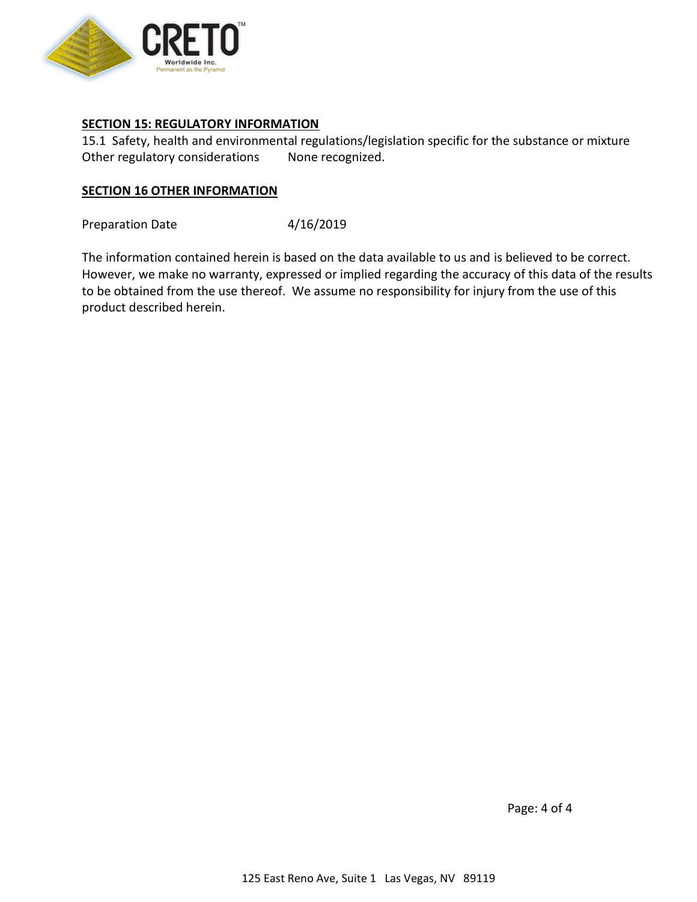## SECTION 15: REGULATORY INFORMATION

15.1 Safety, health and environmental regulations/legislation specific for the substance or mixture

Other regulatory considerations None recognized.

## SECTION 16 OTHER INFORMATION

Preparation Date 4/16/2019

The information contained herein is based on the data available to us and is believed to be correct. However, we make no warranty, expressed or implied regarding the accuracy of this data of the results to be obtained from the use thereof. We assume no responsibility for injury from the use of this product described herein.